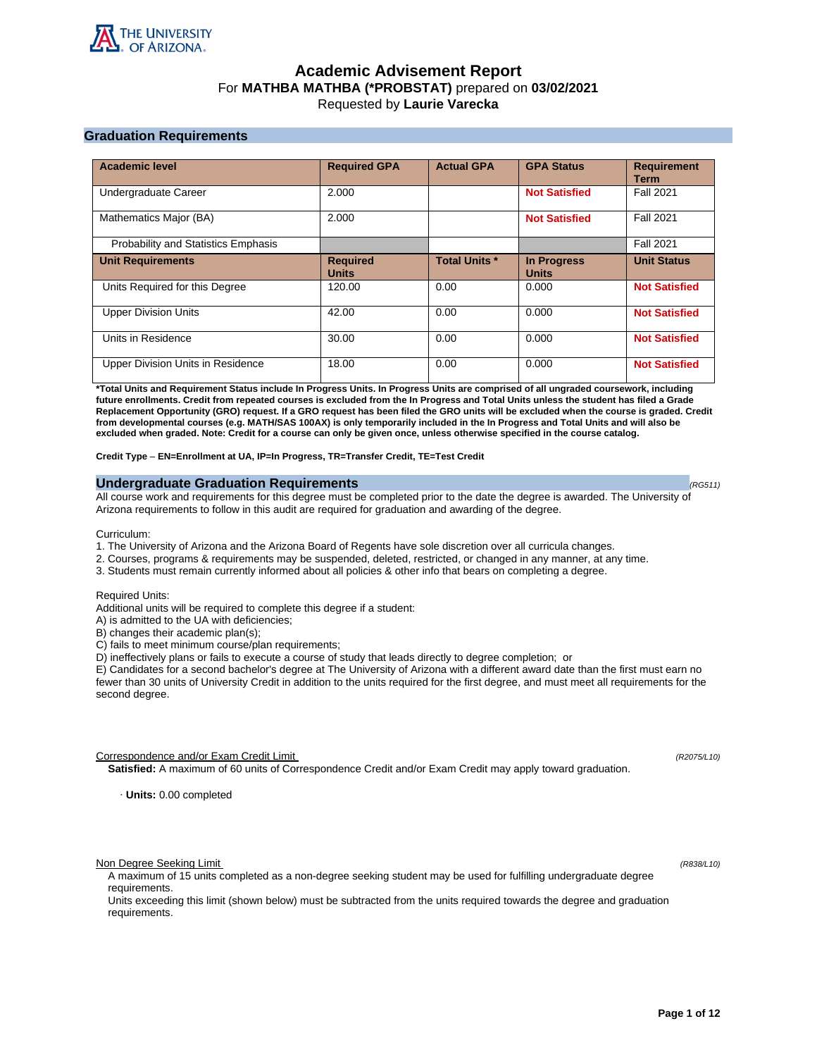# Academic Advisement Report

For **MATHBA MATHBA (*PROBSTAT)** prepared on **03/02/2021**

Requested by **Laurie Varecka**

## Graduation Requirements

| Academic level | Required GPA | Actual GPA | GPA Status | Requirement Term |
|---|---|---|---|---|
| Undergraduate Career | 2.000 | | **Not Satisfied** | Fall 2021 |
| Mathematics Major (BA) | 2.000 | | **Not Satisfied** | Fall 2021 |
| Probability and Statistics Emphasis | | | | Fall 2021 |
| **Unit Requirements** | **Required Units** | **Total Units *** | **In Progress Units** | **Unit Status** |
| Units Required for this Degree | 120.00 | 0.00 | 0.000 | **Not Satisfied** |
| Upper Division Units | 42.00 | 0.00 | 0.000 | **Not Satisfied** |
| Units in Residence | 30.00 | 0.00 | 0.000 | **Not Satisfied** |
| Upper Division Units in Residence | 18.00 | 0.00 | 0.000 | **Not Satisfied** |

***Total Units and Requirement Status include In Progress Units. In Progress Units are comprised of all ungraded coursework, including future enrollments. Credit from repeated courses is excluded from the In Progress and Total Units unless the student has filed a Grade Replacement Opportunity (GRO) request. If a GRO request has been filed the GRO units will be excluded when the course is graded. Credit from developmental courses (e.g. MATH/SAS 100AX) is only temporarily included in the In Progress and Total Units and will also be excluded when graded. Note: Credit for a course can only be given once, unless otherwise specified in the course catalog.**

**Credit Type – EN=Enrollment at UA, IP=In Progress, TR=Transfer Credit, TE=Test Credit**

## Undergraduate Graduation Requirements

*(RG511)*

All course work and requirements for this degree must be completed prior to the date the degree is awarded. The University of Arizona requirements to follow in this audit are required for graduation and awarding of the degree.

Curriculum:

1. The University of Arizona and the Arizona Board of Regents have sole discretion over all curricula changes.
2. Courses, programs & requirements may be suspended, deleted, restricted, or changed in any manner, at any time.
3. Students must remain currently informed about all policies & other info that bears on completing a degree.

Required Units:

Additional units will be required to complete this degree if a student:

A) is admitted to the UA with deficiencies;

B) changes their academic plan(s);

C) fails to meet minimum course/plan requirements;

D) ineffectively plans or fails to execute a course of study that leads directly to degree completion; or

E) Candidates for a second bachelor's degree at The University of Arizona with a different award date than the first must earn no fewer than 30 units of University Credit in addition to the units required for the first degree, and must meet all requirements for the second degree.

Correspondence and/or Exam Credit Limit *(R2075/L10)*

**Satisfied:** A maximum of 60 units of Correspondence Credit and/or Exam Credit may apply toward graduation.

· **Units:** 0.00 completed

Non Degree Seeking Limit *(R838/L10)*

A maximum of 15 units completed as a non-degree seeking student may be used for fulfilling undergraduate degree requirements.

Units exceeding this limit (shown below) must be subtracted from the units required towards the degree and graduation requirements.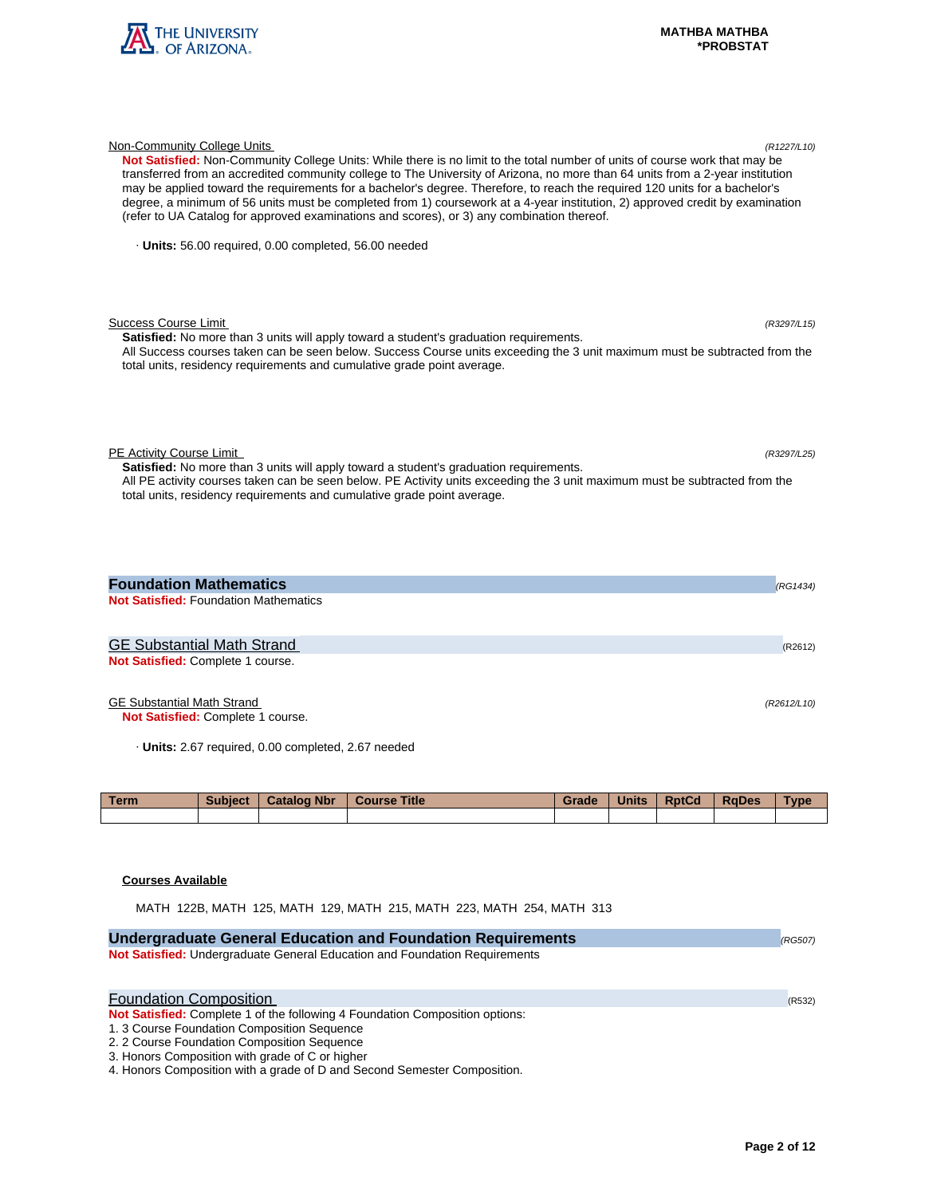Non-Community College Units *(R1227/L10)*

**Not Satisfied:** Non-Community College Units: While there is no limit to the total number of units of course work that may be transferred from an accredited community college to The University of Arizona, no more than 64 units from a 2-year institution may be applied toward the requirements for a bachelor's degree. Therefore, to reach the required 120 units for a bachelor's degree, a minimum of 56 units must be completed from 1) coursework at a 4-year institution, 2) approved credit by examination (refer to UA Catalog for approved examinations and scores), or 3) any combination thereof.

· **Units:** 56.00 required, 0.00 completed, 56.00 needed

Success Course Limit *(R3297/L15)*

**Satisfied:** No more than 3 units will apply toward a student's graduation requirements.
All Success courses taken can be seen below. Success Course units exceeding the 3 unit maximum must be subtracted from the total units, residency requirements and cumulative grade point average.

PE Activity Course Limit *(R3297/L25)*

**Satisfied:** No more than 3 units will apply toward a student's graduation requirements.
All PE activity courses taken can be seen below. PE Activity units exceeding the 3 unit maximum must be subtracted from the total units, residency requirements and cumulative grade point average.

## Foundation Mathematics *(RG1434)*

**Not Satisfied:** Foundation Mathematics

### GE Substantial Math Strand (R2612)

**Not Satisfied:** Complete 1 course.

GE Substantial Math Strand *(R2612/L10)*

**Not Satisfied:** Complete 1 course.

· **Units:** 2.67 required, 0.00 completed, 2.67 needed

| Term | Subject | Catalog Nbr | Course Title | Grade | Units | RptCd | RqDes | Type |
|---|---|---|---|---|---|---|---|---|
| | | | | | | | | |

**Courses Available**

MATH 122B, MATH 125, MATH 129, MATH 215, MATH 223, MATH 254, MATH 313

## Undergraduate General Education and Foundation Requirements *(RG507)*

**Not Satisfied:** Undergraduate General Education and Foundation Requirements

### Foundation Composition (R532)

**Not Satisfied:** Complete 1 of the following 4 Foundation Composition options:

1. 3 Course Foundation Composition Sequence
2. 2 Course Foundation Composition Sequence
3. Honors Composition with grade of C or higher
4. Honors Composition with a grade of D and Second Semester Composition.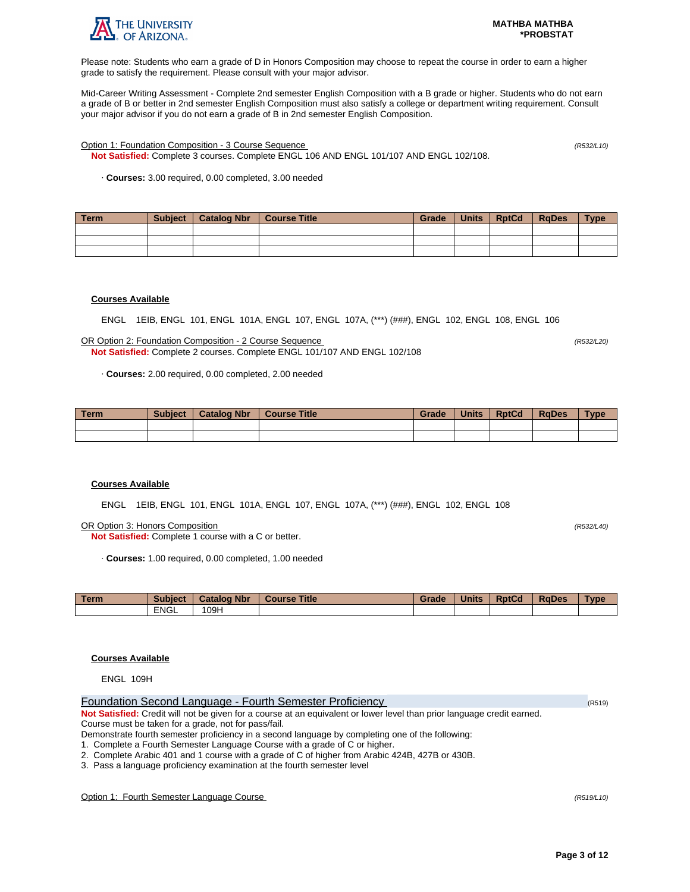Please note: Students who earn a grade of D in Honors Composition may choose to repeat the course in order to earn a higher grade to satisfy the requirement. Please consult with your major advisor.

Mid-Career Writing Assessment - Complete 2nd semester English Composition with a B grade or higher. Students who do not earn a grade of B or better in 2nd semester English Composition must also satisfy a college or department writing requirement. Consult your major advisor if you do not earn a grade of B in 2nd semester English Composition.

Option 1: Foundation Composition - 3 Course Sequence *(R532/L10)*

**Not Satisfied:** Complete 3 courses. Complete ENGL 106 AND ENGL 101/107 AND ENGL 102/108.

· **Courses:** 3.00 required, 0.00 completed, 3.00 needed

| Term | Subject | Catalog Nbr | Course Title | Grade | Units | RptCd | RqDes | Type |
|---|---|---|---|---|---|---|---|---|
| | | | | | | | | |
| | | | | | | | | |
| | | | | | | | | |

**Courses Available**

ENGL 1EIB, ENGL 101, ENGL 101A, ENGL 107, ENGL 107A, (***) (###), ENGL 102, ENGL 108, ENGL 106

OR Option 2: Foundation Composition - 2 Course Sequence *(R532/L20)*

**Not Satisfied:** Complete 2 courses. Complete ENGL 101/107 AND ENGL 102/108

· **Courses:** 2.00 required, 0.00 completed, 2.00 needed

| Term | Subject | Catalog Nbr | Course Title | Grade | Units | RptCd | RqDes | Type |
|---|---|---|---|---|---|---|---|---|
| | | | | | | | | |
| | | | | | | | | |

**Courses Available**

ENGL 1EIB, ENGL 101, ENGL 101A, ENGL 107, ENGL 107A, (***) (###), ENGL 102, ENGL 108

OR Option 3: Honors Composition *(R532/L40)*

**Not Satisfied:** Complete 1 course with a C or better.

· **Courses:** 1.00 required, 0.00 completed, 1.00 needed

| Term | Subject | Catalog Nbr | Course Title | Grade | Units | RptCd | RqDes | Type |
|---|---|---|---|---|---|---|---|---|
| | ENGL | 109H | | | | | | |

**Courses Available**

ENGL 109H

## Foundation Second Language - Fourth Semester Proficiency (R519)

**Not Satisfied:** Credit will not be given for a course at an equivalent or lower level than prior language credit earned. Course must be taken for a grade, not for pass/fail.

Demonstrate fourth semester proficiency in a second language by completing one of the following:

1. Complete a Fourth Semester Language Course with a grade of C or higher.
2. Complete Arabic 401 and 1 course with a grade of C of higher from Arabic 424B, 427B or 430B.
3. Pass a language proficiency examination at the fourth semester level

Option 1: Fourth Semester Language Course *(R519/L10)*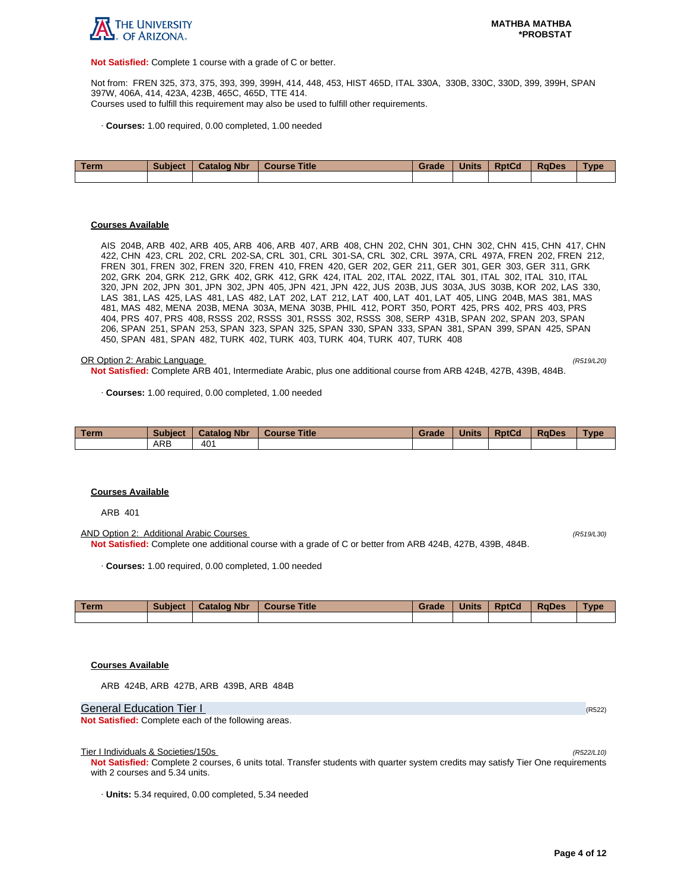**Not Satisfied:** Complete 1 course with a grade of C or better.

Not from: FREN 325, 373, 375, 393, 399, 399H, 414, 448, 453, HIST 465D, ITAL 330A, 330B, 330C, 330D, 399, 399H, SPAN 397W, 406A, 414, 423A, 423B, 465C, 465D, TTE 414.
Courses used to fulfill this requirement may also be used to fulfill other requirements.

· **Courses:** 1.00 required, 0.00 completed, 1.00 needed

| Term | Subject | Catalog Nbr | Course Title | Grade | Units | RptCd | RqDes | Type |
|---|---|---|---|---|---|---|---|---|
| | | | | | | | | |

**Courses Available**

AIS 204B, ARB 402, ARB 405, ARB 406, ARB 407, ARB 408, CHN 202, CHN 301, CHN 302, CHN 415, CHN 417, CHN 422, CHN 423, CRL 202, CRL 202-SA, CRL 301, CRL 301-SA, CRL 302, CRL 397A, CRL 497A, FREN 202, FREN 212, FREN 301, FREN 302, FREN 320, FREN 410, FREN 420, GER 202, GER 211, GER 301, GER 303, GER 311, GRK 202, GRK 204, GRK 212, GRK 402, GRK 412, GRK 424, ITAL 202, ITAL 202Z, ITAL 301, ITAL 302, ITAL 310, ITAL 320, JPN 202, JPN 301, JPN 302, JPN 405, JPN 421, JPN 422, JUS 203B, JUS 303A, JUS 303B, KOR 202, LAS 330, LAS 381, LAS 425, LAS 481, LAS 482, LAT 202, LAT 212, LAT 400, LAT 401, LAT 405, LING 204B, MAS 381, MAS 481, MAS 482, MENA 203B, MENA 303A, MENA 303B, PHIL 412, PORT 350, PORT 425, PRS 402, PRS 403, PRS 404, PRS 407, PRS 408, RSSS 202, RSSS 301, RSSS 302, RSSS 308, SERP 431B, SPAN 202, SPAN 203, SPAN 206, SPAN 251, SPAN 253, SPAN 323, SPAN 325, SPAN 330, SPAN 333, SPAN 381, SPAN 399, SPAN 425, SPAN 450, SPAN 481, SPAN 482, TURK 402, TURK 403, TURK 404, TURK 407, TURK 408

OR Option 2: Arabic Language *(R519/L20)*

**Not Satisfied:** Complete ARB 401, Intermediate Arabic, plus one additional course from ARB 424B, 427B, 439B, 484B.

· **Courses:** 1.00 required, 0.00 completed, 1.00 needed

| Term | Subject | Catalog Nbr | Course Title | Grade | Units | RptCd | RqDes | Type |
|---|---|---|---|---|---|---|---|---|
| | ARB | 401 | | | | | | |

**Courses Available**

ARB 401

AND Option 2: Additional Arabic Courses *(R519/L30)*

**Not Satisfied:** Complete one additional course with a grade of C or better from ARB 424B, 427B, 439B, 484B.

· **Courses:** 1.00 required, 0.00 completed, 1.00 needed

| Term | Subject | Catalog Nbr | Course Title | Grade | Units | RptCd | RqDes | Type |
|---|---|---|---|---|---|---|---|---|
| | | | | | | | | |

**Courses Available**

ARB 424B, ARB 427B, ARB 439B, ARB 484B

## General Education Tier I (R522)

**Not Satisfied:** Complete each of the following areas.

Tier I Individuals & Societies/150s *(R522/L10)*

**Not Satisfied:** Complete 2 courses, 6 units total. Transfer students with quarter system credits may satisfy Tier One requirements with 2 courses and 5.34 units.

· **Units:** 5.34 required, 0.00 completed, 5.34 needed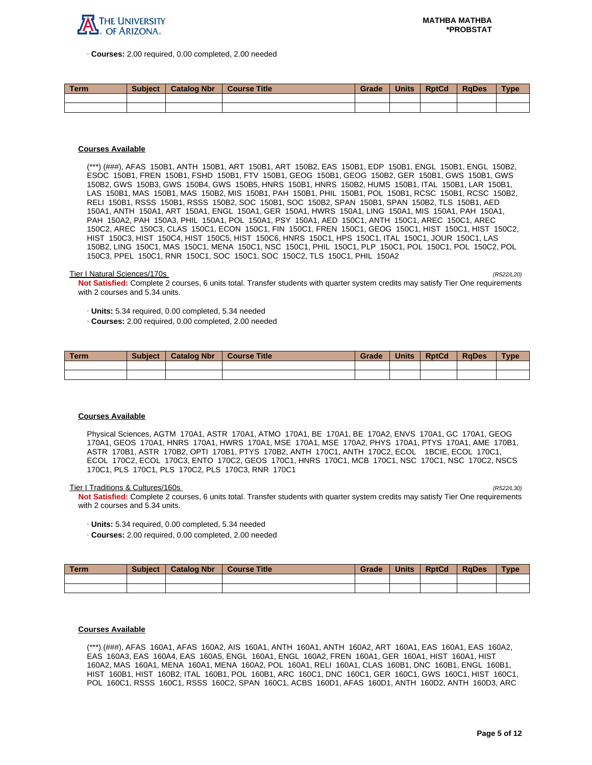· **Courses:** 2.00 required, 0.00 completed, 2.00 needed

| Term | Subject | Catalog Nbr | Course Title | Grade | Units | RptCd | RqDes | Type |
|---|---|---|---|---|---|---|---|---|
| | | | | | | | | |
| | | | | | | | | |

**Courses Available**

(***) (###), AFAS 150B1, ANTH 150B1, ART 150B1, ART 150B2, EAS 150B1, EDP 150B1, ENGL 150B1, ENGL 150B2, ESOC 150B1, FREN 150B1, FSHD 150B1, FTV 150B1, GEOG 150B1, GEOG 150B2, GER 150B1, GWS 150B1, GWS 150B2, GWS 150B3, GWS 150B4, GWS 150B5, HNRS 150B1, HNRS 150B2, HUMS 150B1, ITAL 150B1, LAR 150B1, LAS 150B1, MAS 150B1, MAS 150B2, MIS 150B1, PAH 150B1, PHIL 150B1, POL 150B1, RCSC 150B1, RCSC 150B2, RELI 150B1, RSSS 150B1, RSSS 150B2, SOC 150B1, SOC 150B2, SPAN 150B1, SPAN 150B2, TLS 150B1, AED 150A1, ANTH 150A1, ART 150A1, ENGL 150A1, GER 150A1, HWRS 150A1, LING 150A1, MIS 150A1, PAH 150A1, PAH 150A2, PAH 150A3, PHIL 150A1, POL 150A1, PSY 150A1, AED 150C1, ANTH 150C1, AREC 150C1, AREC 150C2, AREC 150C3, CLAS 150C1, ECON 150C1, FIN 150C1, FREN 150C1, GEOG 150C1, HIST 150C1, HIST 150C2, HIST 150C3, HIST 150C4, HIST 150C5, HIST 150C6, HNRS 150C1, HPS 150C1, ITAL 150C1, JOUR 150C1, LAS 150B2, LING 150C1, MAS 150C1, MENA 150C1, NSC 150C1, PHIL 150C1, PLP 150C1, POL 150C1, POL 150C2, POL 150C3, PPEL 150C1, RNR 150C1, SOC 150C1, SOC 150C2, TLS 150C1, PHIL 150A2

Tier I Natural Sciences/170s *(R522/L20)*

**Not Satisfied:** Complete 2 courses, 6 units total. Transfer students with quarter system credits may satisfy Tier One requirements with 2 courses and 5.34 units.

· **Units:** 5.34 required, 0.00 completed, 5.34 needed
· **Courses:** 2.00 required, 0.00 completed, 2.00 needed

| Term | Subject | Catalog Nbr | Course Title | Grade | Units | RptCd | RqDes | Type |
|---|---|---|---|---|---|---|---|---|
| | | | | | | | | |
| | | | | | | | | |

**Courses Available**

Physical Sciences, AGTM 170A1, ASTR 170A1, ATMO 170A1, BE 170A1, BE 170A2, ENVS 170A1, GC 170A1, GEOG 170A1, GEOS 170A1, HNRS 170A1, HWRS 170A1, MSE 170A1, MSE 170A2, PHYS 170A1, PTYS 170A1, AME 170B1, ASTR 170B1, ASTR 170B2, OPTI 170B1, PTYS 170B2, ANTH 170C1, ANTH 170C2, ECOL 1BCIE, ECOL 170C1, ECOL 170C2, ECOL 170C3, ENTO 170C2, GEOS 170C1, HNRS 170C1, MCB 170C1, NSC 170C1, NSC 170C2, NSCS 170C1, PLS 170C1, PLS 170C2, PLS 170C3, RNR 170C1

Tier I Traditions & Cultures/160s *(R522/L30)*

**Not Satisfied:** Complete 2 courses, 6 units total. Transfer students with quarter system credits may satisfy Tier One requirements with 2 courses and 5.34 units.

· **Units:** 5.34 required, 0.00 completed, 5.34 needed
· **Courses:** 2.00 required, 0.00 completed, 2.00 needed

| Term | Subject | Catalog Nbr | Course Title | Grade | Units | RptCd | RqDes | Type |
|---|---|---|---|---|---|---|---|---|
| | | | | | | | | |
| | | | | | | | | |

**Courses Available**

(***) (###), AFAS 160A1, AFAS 160A2, AIS 160A1, ANTH 160A1, ANTH 160A2, ART 160A1, EAS 160A1, EAS 160A2, EAS 160A3, EAS 160A4, EAS 160A5, ENGL 160A1, ENGL 160A2, FREN 160A1, GER 160A1, HIST 160A1, HIST 160A2, MAS 160A1, MENA 160A1, MENA 160A2, POL 160A1, RELI 160A1, CLAS 160B1, DNC 160B1, ENGL 160B1, HIST 160B1, HIST 160B2, ITAL 160B1, POL 160B1, ARC 160C1, DNC 160C1, GER 160C1, GWS 160C1, HIST 160C1, POL 160C1, RSSS 160C1, RSSS 160C2, SPAN 160C1, ACBS 160D1, AFAS 160D1, ANTH 160D2, ANTH 160D3, ARC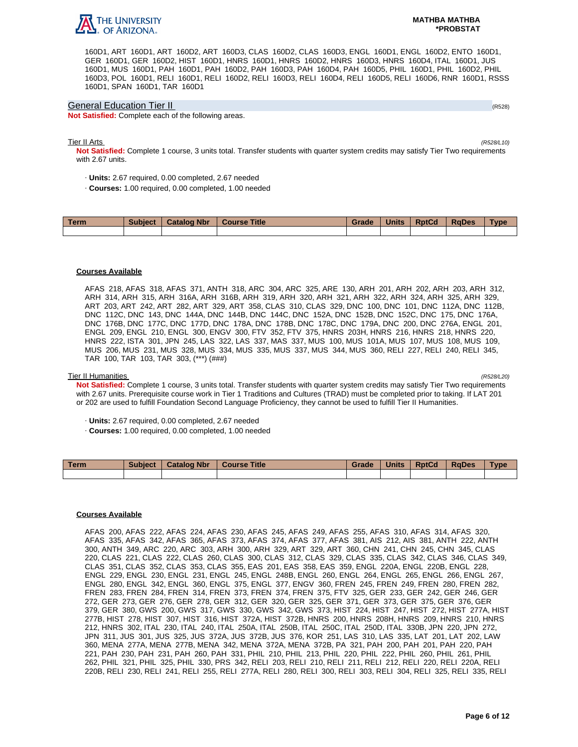160D1, ART 160D1, ART 160D2, ART 160D3, CLAS 160D2, CLAS 160D3, ENGL 160D1, ENGL 160D2, ENTO 160D1, GER 160D1, GER 160D2, HIST 160D1, HNRS 160D1, HNRS 160D2, HNRS 160D3, HNRS 160D4, ITAL 160D1, JUS 160D1, MUS 160D1, PAH 160D1, PAH 160D2, PAH 160D3, PAH 160D4, PAH 160D5, PHIL 160D1, PHIL 160D2, PHIL 160D3, POL 160D1, RELI 160D1, RELI 160D2, RELI 160D3, RELI 160D4, RELI 160D5, RELI 160D6, RNR 160D1, RSSS 160D1, SPAN 160D1, TAR 160D1

## General Education Tier II

(R528)

**Not Satisfied:** Complete each of the following areas.

### Tier II Arts

*(R528/L10)*

**Not Satisfied:** Complete 1 course, 3 units total. Transfer students with quarter system credits may satisfy Tier Two requirements with 2.67 units.

- **Units:** 2.67 required, 0.00 completed, 2.67 needed
- **Courses:** 1.00 required, 0.00 completed, 1.00 needed

| Term | Subject | Catalog Nbr | Course Title | Grade | Units | RptCd | RqDes | Type |
|---|---|---|---|---|---|---|---|---|
| | | | | | | | | |

**Courses Available**

AFAS 218, AFAS 318, AFAS 371, ANTH 318, ARC 304, ARC 325, ARE 130, ARH 201, ARH 202, ARH 203, ARH 312, ARH 314, ARH 315, ARH 316A, ARH 316B, ARH 319, ARH 320, ARH 321, ARH 322, ARH 324, ARH 325, ARH 329, ART 203, ART 242, ART 282, ART 329, ART 358, CLAS 310, CLAS 329, DNC 100, DNC 101, DNC 112A, DNC 112B, DNC 112C, DNC 143, DNC 144A, DNC 144B, DNC 144C, DNC 152A, DNC 152B, DNC 152C, DNC 175, DNC 176A, DNC 176B, DNC 177C, DNC 177D, DNC 178A, DNC 178B, DNC 178C, DNC 179A, DNC 200, DNC 276A, ENGL 201, ENGL 209, ENGL 210, ENGL 300, ENGV 300, FTV 352, FTV 375, HNRS 203H, HNRS 216, HNRS 218, HNRS 220, HNRS 222, ISTA 301, JPN 245, LAS 322, LAS 337, MAS 337, MUS 100, MUS 101A, MUS 107, MUS 108, MUS 109, MUS 206, MUS 231, MUS 328, MUS 334, MUS 335, MUS 337, MUS 344, MUS 360, RELI 227, RELI 240, RELI 345, TAR 100, TAR 103, TAR 303, (***) (###)

### Tier II Humanities

*(R528/L20)*

**Not Satisfied:** Complete 1 course, 3 units total. Transfer students with quarter system credits may satisfy Tier Two requirements with 2.67 units. Prerequisite course work in Tier 1 Traditions and Cultures (TRAD) must be completed prior to taking. If LAT 201 or 202 are used to fulfill Foundation Second Language Proficiency, they cannot be used to fulfill Tier II Humanities.

- **Units:** 2.67 required, 0.00 completed, 2.67 needed
- **Courses:** 1.00 required, 0.00 completed, 1.00 needed

| Term | Subject | Catalog Nbr | Course Title | Grade | Units | RptCd | RqDes | Type |
|---|---|---|---|---|---|---|---|---|
| | | | | | | | | |

**Courses Available**

AFAS 200, AFAS 222, AFAS 224, AFAS 230, AFAS 245, AFAS 249, AFAS 255, AFAS 310, AFAS 314, AFAS 320, AFAS 335, AFAS 342, AFAS 365, AFAS 373, AFAS 374, AFAS 377, AFAS 381, AIS 212, AIS 381, ANTH 222, ANTH 300, ANTH 349, ARC 220, ARC 303, ARH 300, ARH 329, ART 329, ART 360, CHN 241, CHN 245, CHN 345, CLAS 220, CLAS 221, CLAS 222, CLAS 260, CLAS 300, CLAS 312, CLAS 329, CLAS 335, CLAS 342, CLAS 346, CLAS 349, CLAS 351, CLAS 352, CLAS 353, CLAS 355, EAS 201, EAS 358, EAS 359, ENGL 220A, ENGL 220B, ENGL 228, ENGL 229, ENGL 230, ENGL 231, ENGL 245, ENGL 248B, ENGL 260, ENGL 264, ENGL 265, ENGL 266, ENGL 267, ENGL 280, ENGL 342, ENGL 360, ENGL 375, ENGL 377, ENGV 360, FREN 245, FREN 249, FREN 280, FREN 282, FREN 283, FREN 284, FREN 314, FREN 373, FREN 374, FREN 375, FTV 325, GER 233, GER 242, GER 246, GER 272, GER 273, GER 276, GER 278, GER 312, GER 320, GER 325, GER 371, GER 373, GER 375, GER 376, GER 379, GER 380, GWS 200, GWS 317, GWS 330, GWS 342, GWS 373, HIST 224, HIST 247, HIST 272, HIST 277A, HIST 277B, HIST 278, HIST 307, HIST 316, HIST 372A, HIST 372B, HNRS 200, HNRS 208H, HNRS 209, HNRS 210, HNRS 212, HNRS 302, ITAL 230, ITAL 240, ITAL 250A, ITAL 250B, ITAL 250C, ITAL 250D, ITAL 330B, JPN 220, JPN 272, JPN 311, JUS 301, JUS 325, JUS 372A, JUS 372B, JUS 376, KOR 251, LAS 310, LAS 335, LAT 201, LAT 202, LAW 360, MENA 277A, MENA 277B, MENA 342, MENA 372A, MENA 372B, PA 321, PAH 200, PAH 201, PAH 220, PAH 221, PAH 230, PAH 231, PAH 260, PAH 331, PHIL 210, PHIL 213, PHIL 220, PHIL 222, PHIL 260, PHIL 261, PHIL 262, PHIL 321, PHIL 325, PHIL 330, PRS 342, RELI 203, RELI 210, RELI 211, RELI 212, RELI 220, RELI 220A, RELI 220B, RELI 230, RELI 241, RELI 255, RELI 277A, RELI 280, RELI 300, RELI 303, RELI 304, RELI 325, RELI 335, RELI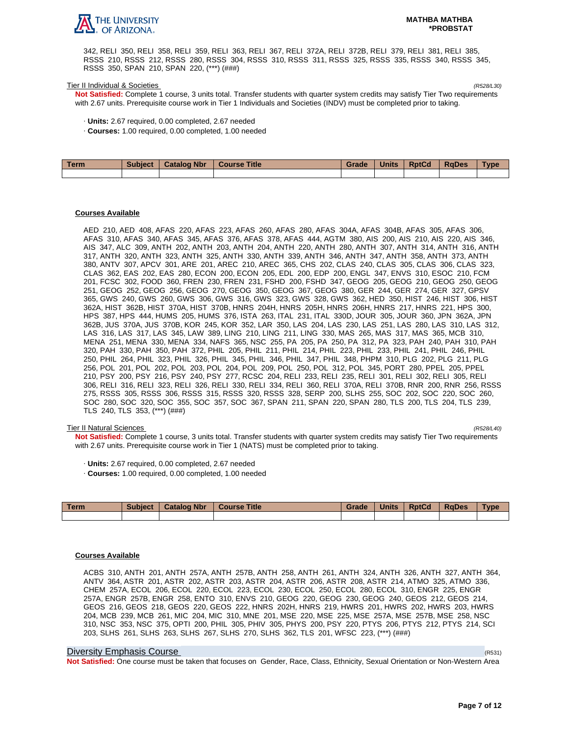342, RELI 350, RELI 358, RELI 359, RELI 363, RELI 367, RELI 372A, RELI 372B, RELI 379, RELI 381, RELI 385, RSSS 210, RSSS 212, RSSS 280, RSSS 304, RSSS 310, RSSS 311, RSSS 325, RSSS 335, RSSS 340, RSSS 345, RSSS 350, SPAN 210, SPAN 220, (***) (###)

Tier II Individual & Societies *(R528/L30)*

**Not Satisfied:** Complete 1 course, 3 units total. Transfer students with quarter system credits may satisfy Tier Two requirements with 2.67 units. Prerequisite course work in Tier 1 Individuals and Societies (INDV) must be completed prior to taking.

· **Units:** 2.67 required, 0.00 completed, 2.67 needed
· **Courses:** 1.00 required, 0.00 completed, 1.00 needed

| Term | Subject | Catalog Nbr | Course Title | Grade | Units | RptCd | RqDes | Type |
|---|---|---|---|---|---|---|---|---|
| | | | | | | | | |

**Courses Available**

AED 210, AED 408, AFAS 220, AFAS 223, AFAS 260, AFAS 280, AFAS 304A, AFAS 304B, AFAS 305, AFAS 306, AFAS 310, AFAS 340, AFAS 345, AFAS 376, AFAS 378, AFAS 444, AGTM 380, AIS 200, AIS 210, AIS 220, AIS 346, AIS 347, ALC 309, ANTH 202, ANTH 203, ANTH 204, ANTH 220, ANTH 280, ANTH 307, ANTH 314, ANTH 316, ANTH 317, ANTH 320, ANTH 323, ANTH 325, ANTH 330, ANTH 339, ANTH 346, ANTH 347, ANTH 358, ANTH 373, ANTH 380, ANTV 307, APCV 301, ARE 201, AREC 210, AREC 365, CHS 202, CLAS 240, CLAS 305, CLAS 306, CLAS 323, CLAS 362, EAS 202, EAS 280, ECON 200, ECON 205, EDL 200, EDP 200, ENGL 347, ENVS 310, ESOC 210, FCM 201, FCSC 302, FOOD 360, FREN 230, FREN 231, FSHD 200, FSHD 347, GEOG 205, GEOG 210, GEOG 250, GEOG 251, GEOG 252, GEOG 256, GEOG 270, GEOG 350, GEOG 367, GEOG 380, GER 244, GER 274, GER 327, GPSV 365, GWS 240, GWS 260, GWS 306, GWS 316, GWS 323, GWS 328, GWS 362, HED 350, HIST 246, HIST 306, HIST 362A, HIST 362B, HIST 370A, HIST 370B, HNRS 204H, HNRS 205H, HNRS 206H, HNRS 217, HNRS 221, HPS 300, HPS 387, HPS 444, HUMS 205, HUMS 376, ISTA 263, ITAL 231, ITAL 330D, JOUR 305, JOUR 360, JPN 362A, JPN 362B, JUS 370A, JUS 370B, KOR 245, KOR 352, LAR 350, LAS 204, LAS 230, LAS 251, LAS 280, LAS 310, LAS 312, LAS 316, LAS 317, LAS 345, LAW 389, LING 210, LING 211, LING 330, MAS 265, MAS 317, MAS 365, MCB 310, MENA 251, MENA 330, MENA 334, NAFS 365, NSC 255, PA 205, PA 250, PA 312, PA 323, PAH 240, PAH 310, PAH 320, PAH 330, PAH 350, PAH 372, PHIL 205, PHIL 211, PHIL 214, PHIL 223, PHIL 233, PHIL 241, PHIL 246, PHIL 250, PHIL 264, PHIL 323, PHIL 326, PHIL 345, PHIL 346, PHIL 347, PHIL 348, PHPM 310, PLG 202, PLG 211, PLG 256, POL 201, POL 202, POL 203, POL 204, POL 209, POL 250, POL 312, POL 345, PORT 280, PPEL 205, PPEL 210, PSY 200, PSY 216, PSY 240, PSY 277, RCSC 204, RELI 233, RELI 235, RELI 301, RELI 302, RELI 305, RELI 306, RELI 316, RELI 323, RELI 326, RELI 330, RELI 334, RELI 360, RELI 370A, RELI 370B, RNR 200, RNR 256, RSSS 275, RSSS 305, RSSS 306, RSSS 315, RSSS 320, RSSS 328, SERP 200, SLHS 255, SOC 202, SOC 220, SOC 260, SOC 280, SOC 320, SOC 355, SOC 357, SOC 367, SPAN 211, SPAN 220, SPAN 280, TLS 200, TLS 204, TLS 239, TLS 240, TLS 353, (***) (###)

Tier II Natural Sciences *(R528/L40)*

**Not Satisfied:** Complete 1 course, 3 units total. Transfer students with quarter system credits may satisfy Tier Two requirements with 2.67 units. Prerequisite course work in Tier 1 (NATS) must be completed prior to taking.

· **Units:** 2.67 required, 0.00 completed, 2.67 needed
· **Courses:** 1.00 required, 0.00 completed, 1.00 needed

| Term | Subject | Catalog Nbr | Course Title | Grade | Units | RptCd | RqDes | Type |
|---|---|---|---|---|---|---|---|---|
| | | | | | | | | |

**Courses Available**

ACBS 310, ANTH 201, ANTH 257A, ANTH 257B, ANTH 258, ANTH 261, ANTH 324, ANTH 326, ANTH 327, ANTH 364, ANTV 364, ASTR 201, ASTR 202, ASTR 203, ASTR 204, ASTR 206, ASTR 208, ASTR 214, ATMO 325, ATMO 336, CHEM 257A, ECOL 206, ECOL 220, ECOL 223, ECOL 230, ECOL 250, ECOL 280, ECOL 310, ENGR 225, ENGR 257A, ENGR 257B, ENGR 258, ENTO 310, ENVS 210, GEOG 220, GEOG 230, GEOG 240, GEOS 212, GEOS 214, GEOS 216, GEOS 218, GEOS 220, GEOS 222, HNRS 202H, HNRS 219, HWRS 201, HWRS 202, HWRS 203, HWRS 204, MCB 239, MCB 261, MIC 204, MIC 310, MNE 201, MSE 220, MSE 225, MSE 257A, MSE 257B, MSE 258, NSC 310, NSC 353, NSC 375, OPTI 200, PHIL 305, PHIV 305, PHYS 200, PSY 220, PTYS 206, PTYS 212, PTYS 214, SCI 203, SLHS 261, SLHS 263, SLHS 267, SLHS 270, SLHS 362, TLS 201, WFSC 223, (***) (###)

## Diversity Emphasis Course *(R531)*

**Not Satisfied:** One course must be taken that focuses on Gender, Race, Class, Ethnicity, Sexual Orientation or Non-Western Area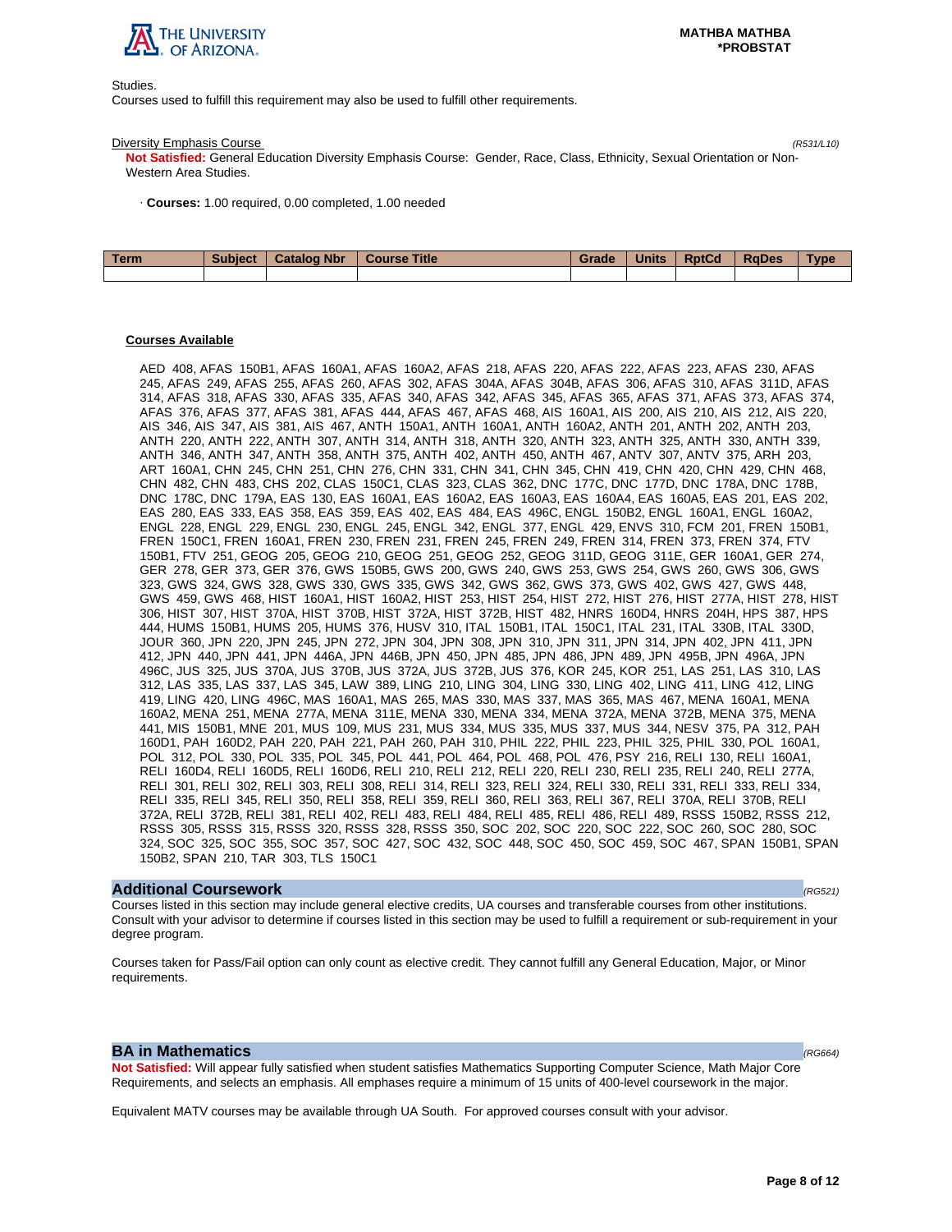Studies.
Courses used to fulfill this requirement may also be used to fulfill other requirements.

Diversity Emphasis Course *(R531/L10)*

**Not Satisfied:** General Education Diversity Emphasis Course: Gender, Race, Class, Ethnicity, Sexual Orientation or Non-Western Area Studies.

· **Courses:** 1.00 required, 0.00 completed, 1.00 needed

| Term | Subject | Catalog Nbr | Course Title | Grade | Units | RptCd | RqDes | Type |
|---|---|---|---|---|---|---|---|---|
| | | | | | | | | |

**Courses Available**

AED 408, AFAS 150B1, AFAS 160A1, AFAS 160A2, AFAS 218, AFAS 220, AFAS 222, AFAS 223, AFAS 230, AFAS 245, AFAS 249, AFAS 255, AFAS 260, AFAS 302, AFAS 304A, AFAS 304B, AFAS 306, AFAS 310, AFAS 311D, AFAS 314, AFAS 318, AFAS 330, AFAS 335, AFAS 340, AFAS 342, AFAS 345, AFAS 365, AFAS 371, AFAS 373, AFAS 374, AFAS 376, AFAS 377, AFAS 381, AFAS 444, AFAS 467, AFAS 468, AIS 160A1, AIS 200, AIS 210, AIS 212, AIS 220, AIS 346, AIS 347, AIS 381, AIS 467, ANTH 150A1, ANTH 160A1, ANTH 160A2, ANTH 201, ANTH 202, ANTH 203, ANTH 220, ANTH 222, ANTH 307, ANTH 314, ANTH 318, ANTH 320, ANTH 323, ANTH 325, ANTH 330, ANTH 339, ANTH 346, ANTH 347, ANTH 358, ANTH 375, ANTH 402, ANTH 450, ANTH 467, ANTV 307, ANTV 375, ARH 203, ART 160A1, CHN 245, CHN 251, CHN 276, CHN 331, CHN 341, CHN 345, CHN 419, CHN 420, CHN 429, CHN 468, CHN 482, CHN 483, CHS 202, CLAS 150C1, CLAS 323, CLAS 362, DNC 177C, DNC 177D, DNC 178A, DNC 178B, DNC 178C, DNC 179A, EAS 130, EAS 160A1, EAS 160A2, EAS 160A3, EAS 160A4, EAS 160A5, EAS 201, EAS 202, EAS 280, EAS 333, EAS 358, EAS 359, EAS 402, EAS 484, EAS 496C, ENGL 150B2, ENGL 160A1, ENGL 160A2, ENGL 228, ENGL 229, ENGL 230, ENGL 245, ENGL 342, ENGL 377, ENGL 429, ENVS 310, FCM 201, FREN 150B1, FREN 150C1, FREN 160A1, FREN 230, FREN 231, FREN 245, FREN 249, FREN 314, FREN 373, FREN 374, FTV 150B1, FTV 251, GEOG 205, GEOG 210, GEOG 251, GEOG 252, GEOG 311D, GEOG 311E, GER 160A1, GER 274, GER 278, GER 373, GER 376, GWS 150B5, GWS 200, GWS 240, GWS 253, GWS 254, GWS 260, GWS 306, GWS 323, GWS 324, GWS 328, GWS 330, GWS 335, GWS 342, GWS 362, GWS 373, GWS 402, GWS 427, GWS 448, GWS 459, GWS 468, HIST 160A1, HIST 160A2, HIST 253, HIST 254, HIST 272, HIST 276, HIST 277A, HIST 278, HIST 306, HIST 307, HIST 370A, HIST 370B, HIST 372A, HIST 372B, HIST 482, HNRS 160D4, HNRS 204H, HPS 387, HPS 444, HUMS 150B1, HUMS 205, HUMS 376, HUSV 310, ITAL 150B1, ITAL 150C1, ITAL 231, ITAL 330B, ITAL 330D, JOUR 360, JPN 220, JPN 245, JPN 272, JPN 304, JPN 308, JPN 310, JPN 311, JPN 314, JPN 402, JPN 411, JPN 412, JPN 440, JPN 441, JPN 446A, JPN 446B, JPN 450, JPN 485, JPN 486, JPN 489, JPN 495B, JPN 496A, JPN 496C, JUS 325, JUS 370A, JUS 370B, JUS 372A, JUS 372B, JUS 376, KOR 245, KOR 251, LAS 251, LAS 310, LAS 312, LAS 335, LAS 337, LAS 345, LAW 389, LING 210, LING 304, LING 330, LING 402, LING 411, LING 412, LING 419, LING 420, LING 496C, MAS 160A1, MAS 265, MAS 330, MAS 337, MAS 365, MAS 467, MENA 160A1, MENA 160A2, MENA 251, MENA 277A, MENA 311E, MENA 330, MENA 334, MENA 372A, MENA 372B, MENA 375, MENA 441, MIS 150B1, MNE 201, MUS 109, MUS 231, MUS 334, MUS 335, MUS 337, MUS 344, NESV 375, PA 312, PAH 160D1, PAH 160D2, PAH 220, PAH 221, PAH 260, PAH 310, PHIL 222, PHIL 223, PHIL 325, PHIL 330, POL 160A1, POL 312, POL 330, POL 335, POL 345, POL 441, POL 464, POL 468, POL 476, PSY 216, RELI 130, RELI 160A1, RELI 160D4, RELI 160D5, RELI 160D6, RELI 210, RELI 212, RELI 220, RELI 230, RELI 235, RELI 240, RELI 277A, RELI 301, RELI 302, RELI 303, RELI 308, RELI 314, RELI 323, RELI 324, RELI 330, RELI 331, RELI 333, RELI 334, RELI 335, RELI 345, RELI 350, RELI 358, RELI 359, RELI 360, RELI 363, RELI 367, RELI 370A, RELI 370B, RELI 372A, RELI 372B, RELI 381, RELI 402, RELI 483, RELI 484, RELI 485, RELI 486, RELI 489, RSSS 150B2, RSSS 212, RSSS 305, RSSS 315, RSSS 320, RSSS 328, RSSS 350, SOC 202, SOC 220, SOC 222, SOC 260, SOC 280, SOC 324, SOC 325, SOC 355, SOC 357, SOC 427, SOC 432, SOC 448, SOC 450, SOC 459, SOC 467, SPAN 150B1, SPAN 150B2, SPAN 210, TAR 303, TLS 150C1

## Additional Coursework *(RG521)*

Courses listed in this section may include general elective credits, UA courses and transferable courses from other institutions. Consult with your advisor to determine if courses listed in this section may be used to fulfill a requirement or sub-requirement in your degree program.

Courses taken for Pass/Fail option can only count as elective credit. They cannot fulfill any General Education, Major, or Minor requirements.

## BA in Mathematics *(RG664)*

**Not Satisfied:** Will appear fully satisfied when student satisfies Mathematics Supporting Computer Science, Math Major Core Requirements, and selects an emphasis. All emphases require a minimum of 15 units of 400-level coursework in the major.

Equivalent MATV courses may be available through UA South. For approved courses consult with your advisor.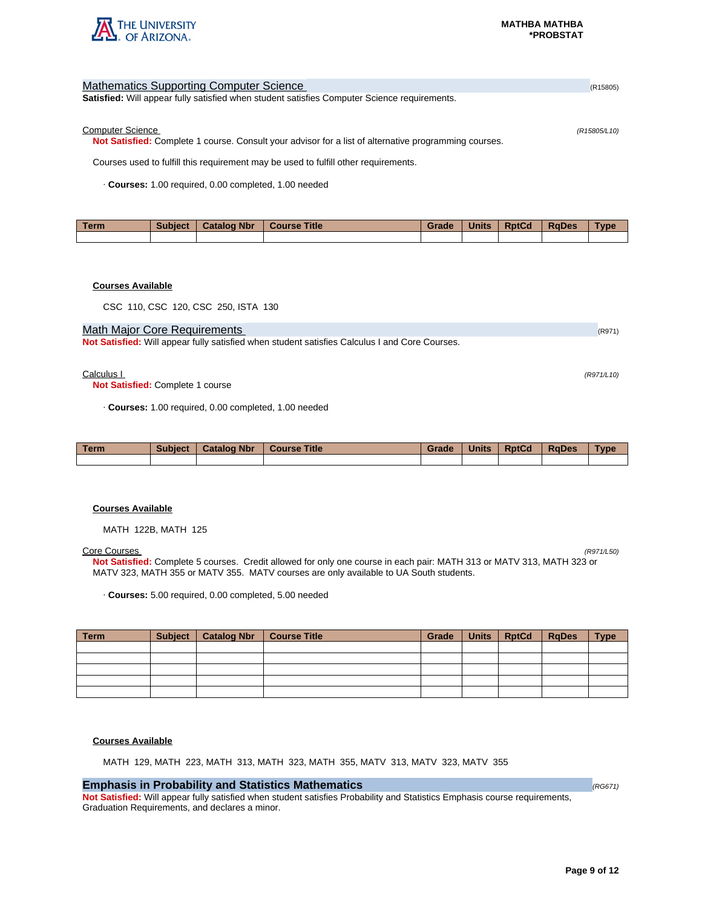## Mathematics Supporting Computer Science (R15805)

**Satisfied:** Will appear fully satisfied when student satisfies Computer Science requirements.

### Computer Science *(R15805/L10)*

**Not Satisfied:** Complete 1 course. Consult your advisor for a list of alternative programming courses.

Courses used to fulfill this requirement may be used to fulfill other requirements.

· **Courses:** 1.00 required, 0.00 completed, 1.00 needed

| Term | Subject | Catalog Nbr | Course Title | Grade | Units | RptCd | RqDes | Type |
|---|---|---|---|---|---|---|---|---|
| | | | | | | | | |

**Courses Available**

CSC 110, CSC 120, CSC 250, ISTA 130

## Math Major Core Requirements (R971)

**Not Satisfied:** Will appear fully satisfied when student satisfies Calculus I and Core Courses.

### Calculus I *(R971/L10)*

**Not Satisfied:** Complete 1 course

· **Courses:** 1.00 required, 0.00 completed, 1.00 needed

| Term | Subject | Catalog Nbr | Course Title | Grade | Units | RptCd | RqDes | Type |
|---|---|---|---|---|---|---|---|---|
| | | | | | | | | |

**Courses Available**

MATH 122B, MATH 125

### Core Courses *(R971/L50)*

**Not Satisfied:** Complete 5 courses. Credit allowed for only one course in each pair: MATH 313 or MATV 313, MATH 323 or MATV 323, MATH 355 or MATV 355. MATV courses are only available to UA South students.

· **Courses:** 5.00 required, 0.00 completed, 5.00 needed

| Term | Subject | Catalog Nbr | Course Title | Grade | Units | RptCd | RqDes | Type |
|---|---|---|---|---|---|---|---|---|
| | | | | | | | | |
| | | | | | | | | |
| | | | | | | | | |
| | | | | | | | | |
| | | | | | | | | |

**Courses Available**

MATH 129, MATH 223, MATH 313, MATH 323, MATH 355, MATV 313, MATV 323, MATV 355

## Emphasis in Probability and Statistics Mathematics *(RG671)*

**Not Satisfied:** Will appear fully satisfied when student satisfies Probability and Statistics Emphasis course requirements, Graduation Requirements, and declares a minor.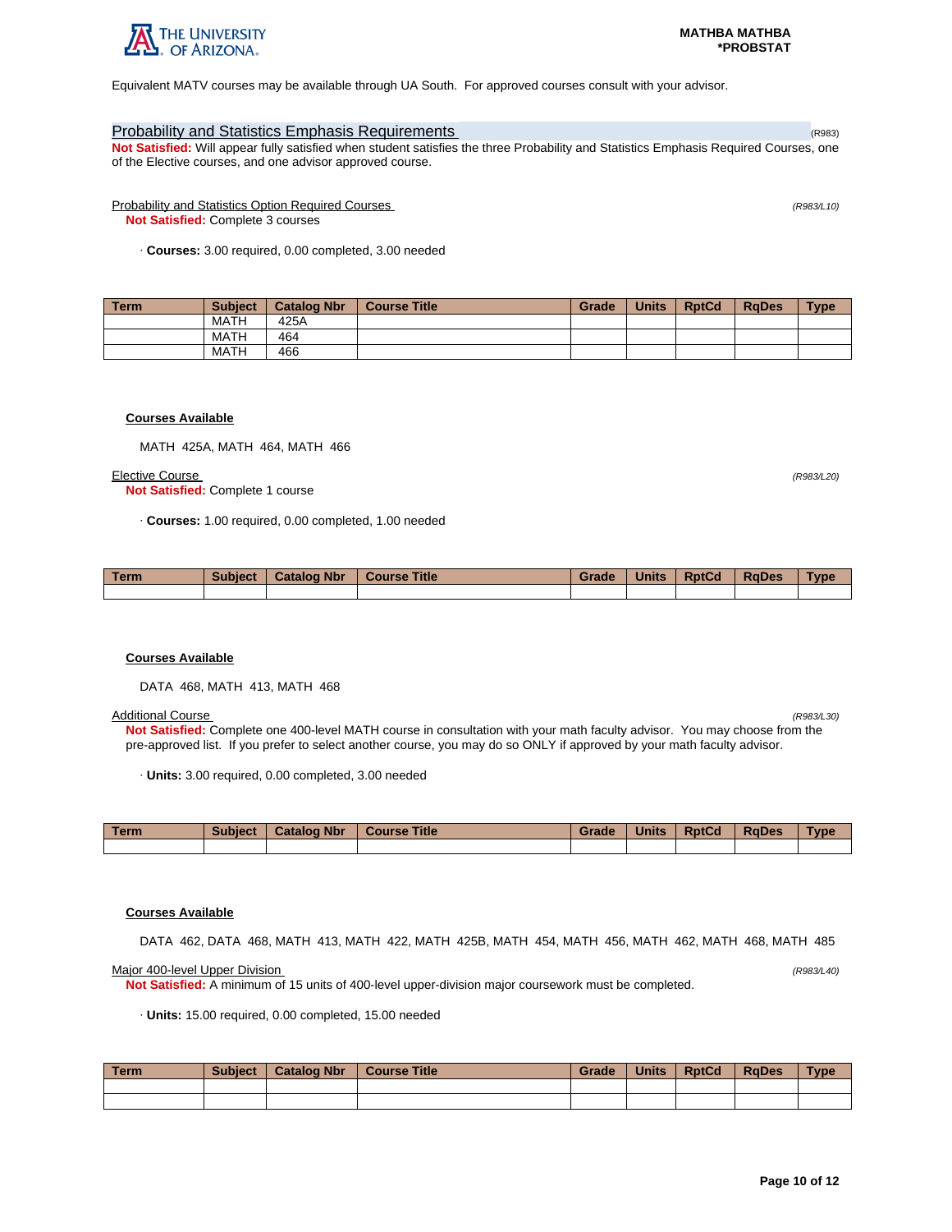Equivalent MATV courses may be available through UA South. For approved courses consult with your advisor.

## Probability and Statistics Emphasis Requirements (R983)

**Not Satisfied:** Will appear fully satisfied when student satisfies the three Probability and Statistics Emphasis Required Courses, one of the Elective courses, and one advisor approved course.

### Probability and Statistics Option Required Courses *(R983/L10)*

**Not Satisfied:** Complete 3 courses

· **Courses:** 3.00 required, 0.00 completed, 3.00 needed

| Term | Subject | Catalog Nbr | Course Title | Grade | Units | RptCd | RqDes | Type |
|---|---|---|---|---|---|---|---|---|
| | MATH | 425A | | | | | | |
| | MATH | 464 | | | | | | |
| | MATH | 466 | | | | | | |

**Courses Available**

MATH 425A, MATH 464, MATH 466

### Elective Course *(R983/L20)*

**Not Satisfied:** Complete 1 course

· **Courses:** 1.00 required, 0.00 completed, 1.00 needed

| Term | Subject | Catalog Nbr | Course Title | Grade | Units | RptCd | RqDes | Type |
|---|---|---|---|---|---|---|---|---|
| | | | | | | | | |

**Courses Available**

DATA 468, MATH 413, MATH 468

### Additional Course *(R983/L30)*

**Not Satisfied:** Complete one 400-level MATH course in consultation with your math faculty advisor. You may choose from the pre-approved list. If you prefer to select another course, you may do so ONLY if approved by your math faculty advisor.

· **Units:** 3.00 required, 0.00 completed, 3.00 needed

| Term | Subject | Catalog Nbr | Course Title | Grade | Units | RptCd | RqDes | Type |
|---|---|---|---|---|---|---|---|---|
| | | | | | | | | |

**Courses Available**

DATA 462, DATA 468, MATH 413, MATH 422, MATH 425B, MATH 454, MATH 456, MATH 462, MATH 468, MATH 485

### Major 400-level Upper Division *(R983/L40)*

**Not Satisfied:** A minimum of 15 units of 400-level upper-division major coursework must be completed.

· **Units:** 15.00 required, 0.00 completed, 15.00 needed

| Term | Subject | Catalog Nbr | Course Title | Grade | Units | RptCd | RqDes | Type |
|---|---|---|---|---|---|---|---|---|
| | | | | | | | | |
| | | | | | | | | |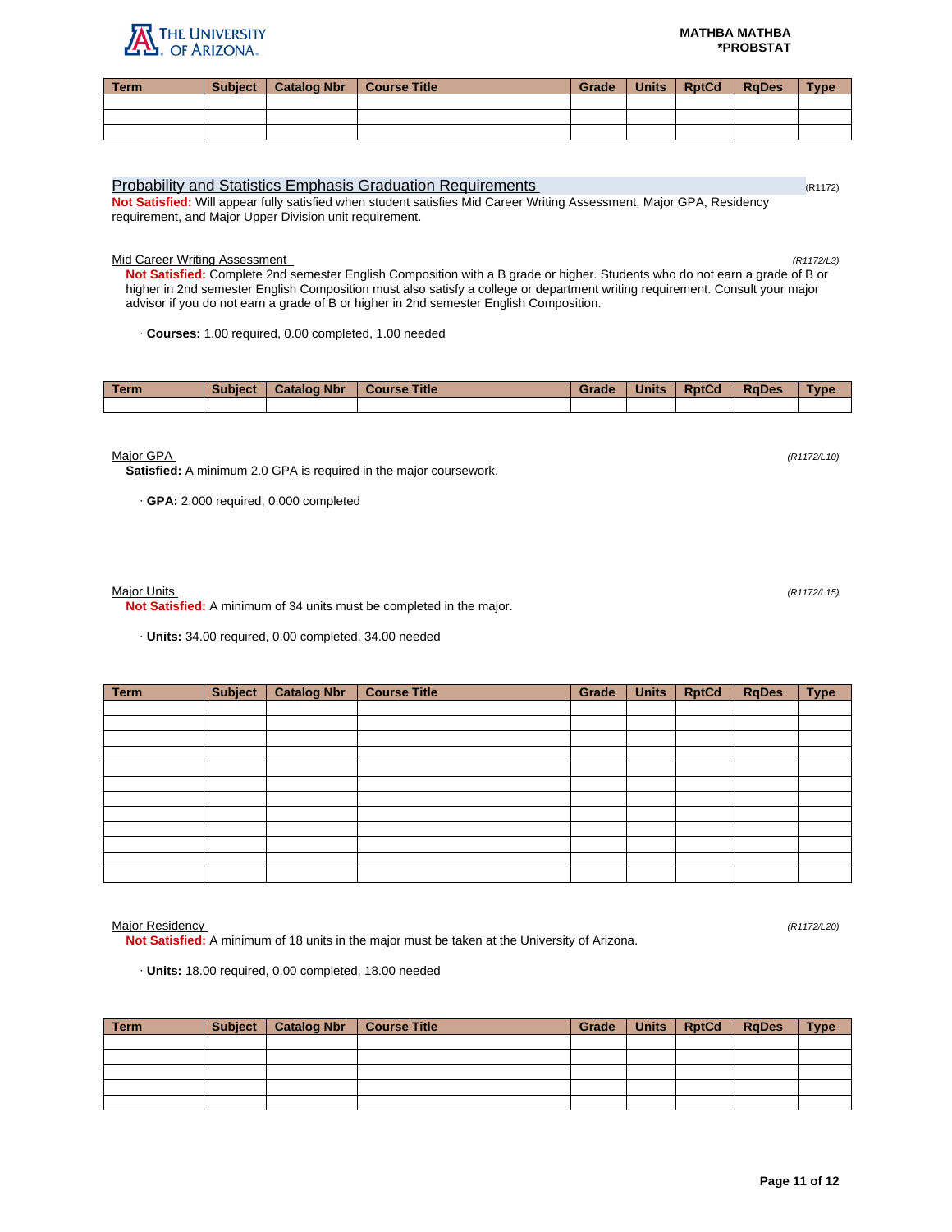| Term | Subject | Catalog Nbr | Course Title | Grade | Units | RptCd | RqDes | Type |
|---|---|---|---|---|---|---|---|---|
| | | | | | | | | |
| | | | | | | | | |
| | | | | | | | | |

## Probability and Statistics Emphasis Graduation Requirements

(R1172)

**Not Satisfied:** Will appear fully satisfied when student satisfies Mid Career Writing Assessment, Major GPA, Residency requirement, and Major Upper Division unit requirement.

### Mid Career Writing Assessment

*(R1172/L3)*

**Not Satisfied:** Complete 2nd semester English Composition with a B grade or higher. Students who do not earn a grade of B or higher in 2nd semester English Composition must also satisfy a college or department writing requirement. Consult your major advisor if you do not earn a grade of B or higher in 2nd semester English Composition.

· **Courses:** 1.00 required, 0.00 completed, 1.00 needed

| Term | Subject | Catalog Nbr | Course Title | Grade | Units | RptCd | RqDes | Type |
|---|---|---|---|---|---|---|---|---|
| | | | | | | | | |

### Major GPA

*(R1172/L10)*

**Satisfied:** A minimum 2.0 GPA is required in the major coursework.

· **GPA:** 2.000 required, 0.000 completed

### Major Units

*(R1172/L15)*

**Not Satisfied:** A minimum of 34 units must be completed in the major.

· **Units:** 34.00 required, 0.00 completed, 34.00 needed

| Term | Subject | Catalog Nbr | Course Title | Grade | Units | RptCd | RqDes | Type |
|---|---|---|---|---|---|---|---|---|
| | | | | | | | | |
| | | | | | | | | |
| | | | | | | | | |
| | | | | | | | | |
| | | | | | | | | |
| | | | | | | | | |
| | | | | | | | | |
| | | | | | | | | |
| | | | | | | | | |
| | | | | | | | | |
| | | | | | | | | |
| | | | | | | | | |

### Major Residency

*(R1172/L20)*

**Not Satisfied:** A minimum of 18 units in the major must be taken at the University of Arizona.

· **Units:** 18.00 required, 0.00 completed, 18.00 needed

| Term | Subject | Catalog Nbr | Course Title | Grade | Units | RptCd | RqDes | Type |
|---|---|---|---|---|---|---|---|---|
| | | | | | | | | |
| | | | | | | | | |
| | | | | | | | | |
| | | | | | | | | |
| | | | | | | | | |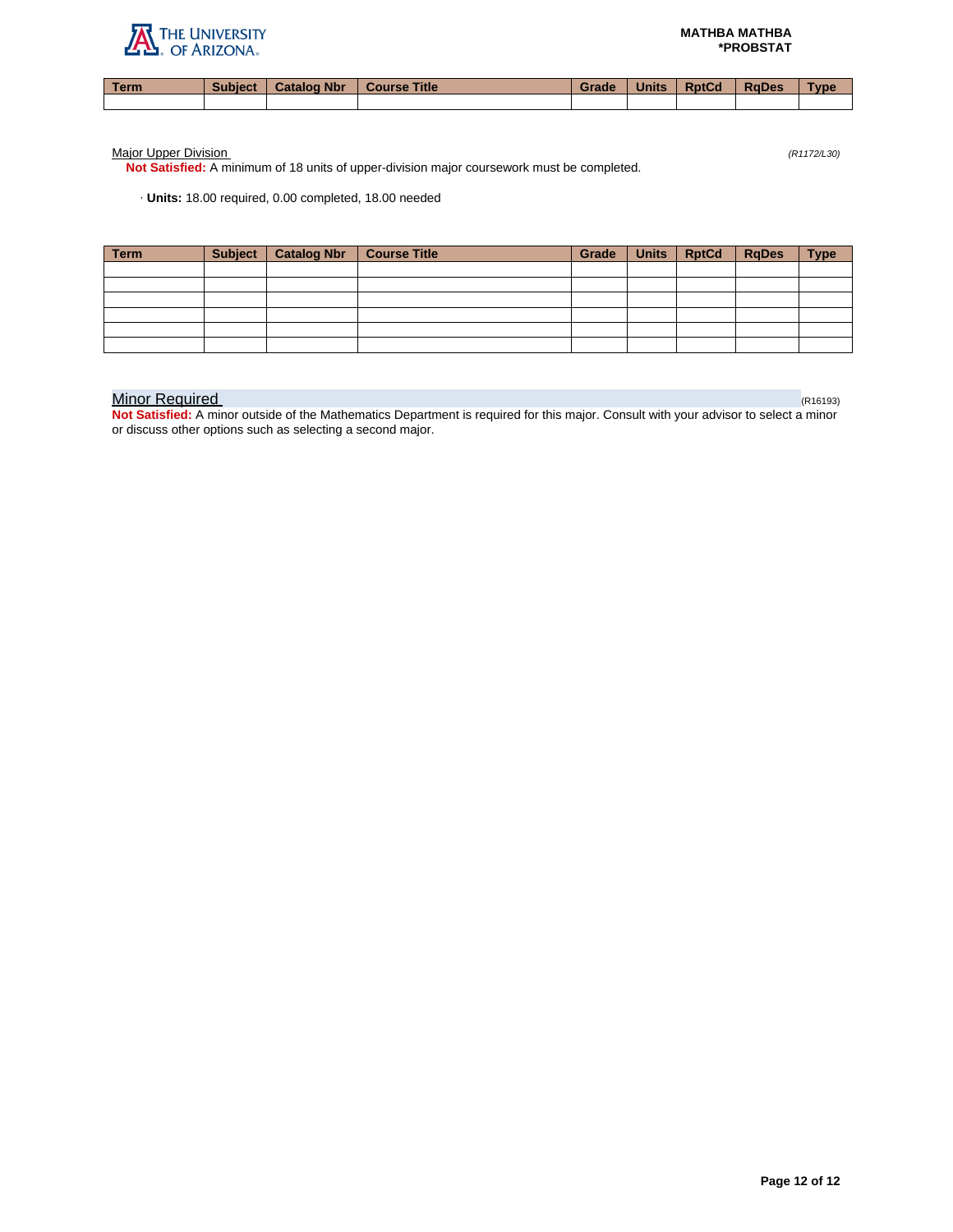| Term | Subject | Catalog Nbr | Course Title | Grade | Units | RptCd | RqDes | Type |
|---|---|---|---|---|---|---|---|---|
| | | | | | | | | |

Major Upper Division *(R1172/L30)*

**Not Satisfied:** A minimum of 18 units of upper-division major coursework must be completed.

· **Units:** 18.00 required, 0.00 completed, 18.00 needed

| Term | Subject | Catalog Nbr | Course Title | Grade | Units | RptCd | RqDes | Type |
|---|---|---|---|---|---|---|---|---|
| | | | | | | | | |
| | | | | | | | | |
| | | | | | | | | |
| | | | | | | | | |
| | | | | | | | | |
| | | | | | | | | |

## Minor Required

(R16193)

**Not Satisfied:** A minor outside of the Mathematics Department is required for this major. Consult with your advisor to select a minor or discuss other options such as selecting a second major.